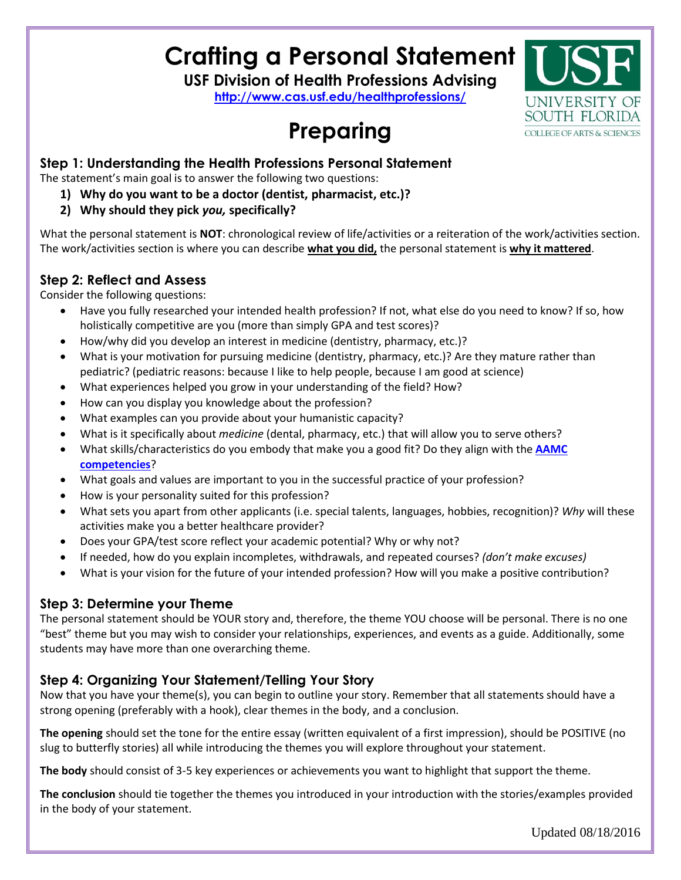# Crafting a Personal Statement

**USF Division of Health Professions Advising**

**[http://www.cas.usf.edu/healthprofessions/](http://www.cas.usf.edu/healthprofessions/)**

# Preparing

## Step 1: Understanding the Health Professions Personal Statement

The statement's main goal is to answer the following two questions:

1) **Why do you want to be a doctor (dentist, pharmacist, etc.)?**
2) **Why should they pick *you,* specifically?**

What the personal statement is **NOT**: chronological review of life/activities or a reiteration of the work/activities section. The work/activities section is where you can describe **what you did,** the personal statement is **why it mattered**.

## Step 2: Reflect and Assess

Consider the following questions:

- Have you fully researched your intended health profession? If not, what else do you need to know? If so, how holistically competitive are you (more than simply GPA and test scores)?
- How/why did you develop an interest in medicine (dentistry, pharmacy, etc.)?
- What is your motivation for pursuing medicine (dentistry, pharmacy, etc.)? Are they mature rather than pediatric? (pediatric reasons: because I like to help people, because I am good at science)
- What experiences helped you grow in your understanding of the field? How?
- How can you display you knowledge about the profession?
- What examples can you provide about your humanistic capacity?
- What is it specifically about *medicine* (dental, pharmacy, etc.) that will allow you to serve others?
- What skills/characteristics do you embody that make you a good fit? Do they align with the **AAMC competencies**?
- What goals and values are important to you in the successful practice of your profession?
- How is your personality suited for this profession?
- What sets you apart from other applicants (i.e. special talents, languages, hobbies, recognition)? *Why* will these activities make you a better healthcare provider?
- Does your GPA/test score reflect your academic potential? Why or why not?
- If needed, how do you explain incompletes, withdrawals, and repeated courses? *(don't make excuses)*
- What is your vision for the future of your intended profession? How will you make a positive contribution?

## Step 3: Determine your Theme

The personal statement should be YOUR story and, therefore, the theme YOU choose will be personal. There is no one "best" theme but you may wish to consider your relationships, experiences, and events as a guide. Additionally, some students may have more than one overarching theme.

## Step 4: Organizing Your Statement/Telling Your Story

Now that you have your theme(s), you can begin to outline your story. Remember that all statements should have a strong opening (preferably with a hook), clear themes in the body, and a conclusion.

**The opening** should set the tone for the entire essay (written equivalent of a first impression), should be POSITIVE (no slug to butterfly stories) all while introducing the themes you will explore throughout your statement.

**The body** should consist of 3-5 key experiences or achievements you want to highlight that support the theme.

**The conclusion** should tie together the themes you introduced in your introduction with the stories/examples provided in the body of your statement.

Updated 08/18/2016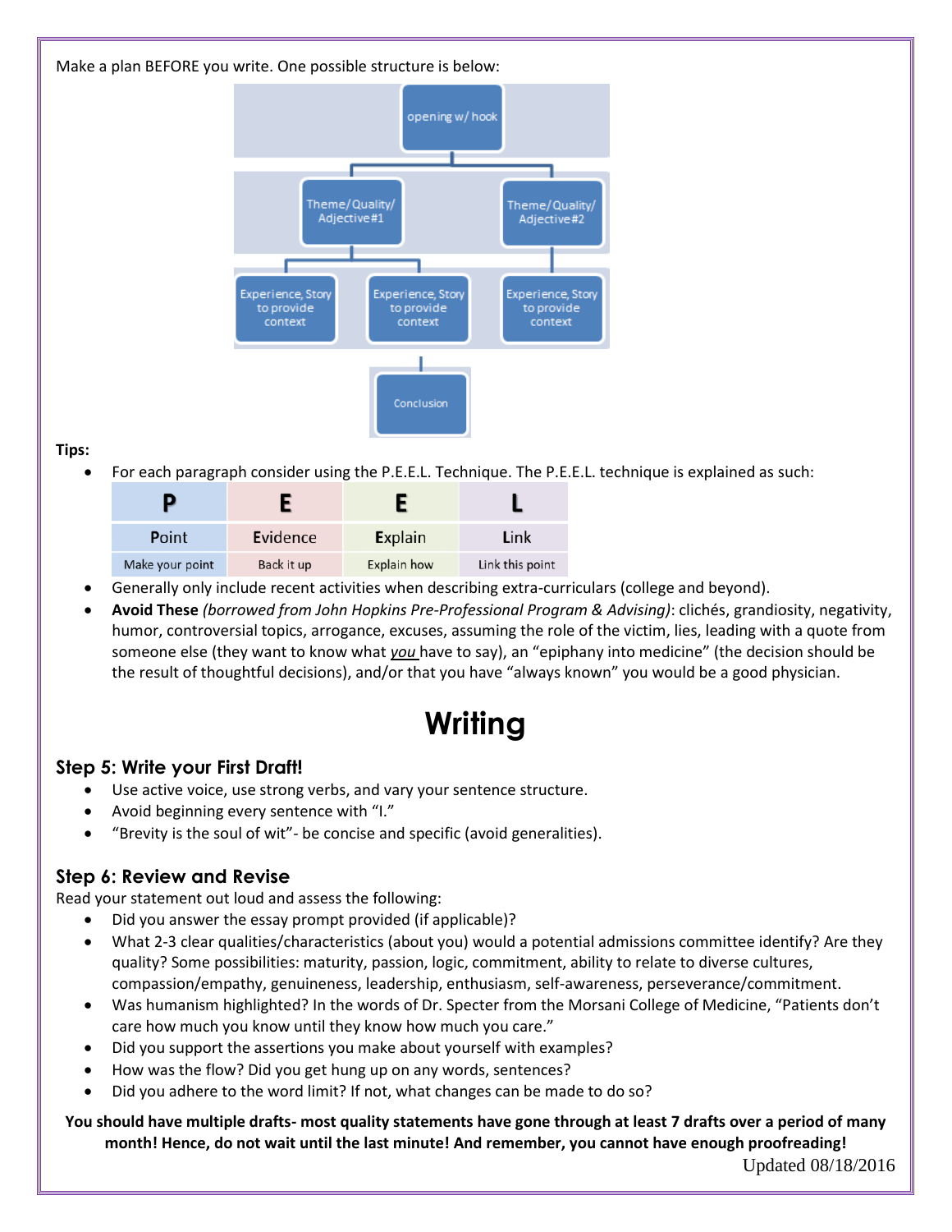Make a plan BEFORE you write. One possible structure is below:

opening w/ hook

Theme/Quality/ Adjective#1

Theme/Quality/ Adjective#2

Experience, Story to provide context

Experience, Story to provide context

Experience, Story to provide context

Conclusion

**Tips:**

- For each paragraph consider using the P.E.E.L. Technique. The P.E.E.L. technique is explained as such:

| P | E | E | L |
|---|---|---|---|
| Point | Evidence | Explain | Link |
| Make your point | Back it up | Explain how | Link this point |

- Generally only include recent activities when describing extra-curriculars (college and beyond).
- **Avoid These** *(borrowed from John Hopkins Pre-Professional Program & Advising)*: clichés, grandiosity, negativity, humor, controversial topics, arrogance, excuses, assuming the role of the victim, lies, leading with a quote from someone else (they want to know what *you* have to say), an "epiphany into medicine" (the decision should be the result of thoughtful decisions), and/or that you have "always known" you would be a good physician.

# Writing

### Step 5: Write your First Draft!

- Use active voice, use strong verbs, and vary your sentence structure.
- Avoid beginning every sentence with "I."
- "Brevity is the soul of wit"- be concise and specific (avoid generalities).

### Step 6: Review and Revise

Read your statement out loud and assess the following:

- Did you answer the essay prompt provided (if applicable)?
- What 2-3 clear qualities/characteristics (about you) would a potential admissions committee identify? Are they quality? Some possibilities: maturity, passion, logic, commitment, ability to relate to diverse cultures, compassion/empathy, genuineness, leadership, enthusiasm, self-awareness, perseverance/commitment.
- Was humanism highlighted? In the words of Dr. Specter from the Morsani College of Medicine, "Patients don't care how much you know until they know how much you care."
- Did you support the assertions you make about yourself with examples?
- How was the flow? Did you get hung up on any words, sentences?
- Did you adhere to the word limit? If not, what changes can be made to do so?

**You should have multiple drafts- most quality statements have gone through at least 7 drafts over a period of many month! Hence, do not wait until the last minute! And remember, you cannot have enough proofreading!**

Updated 08/18/2016